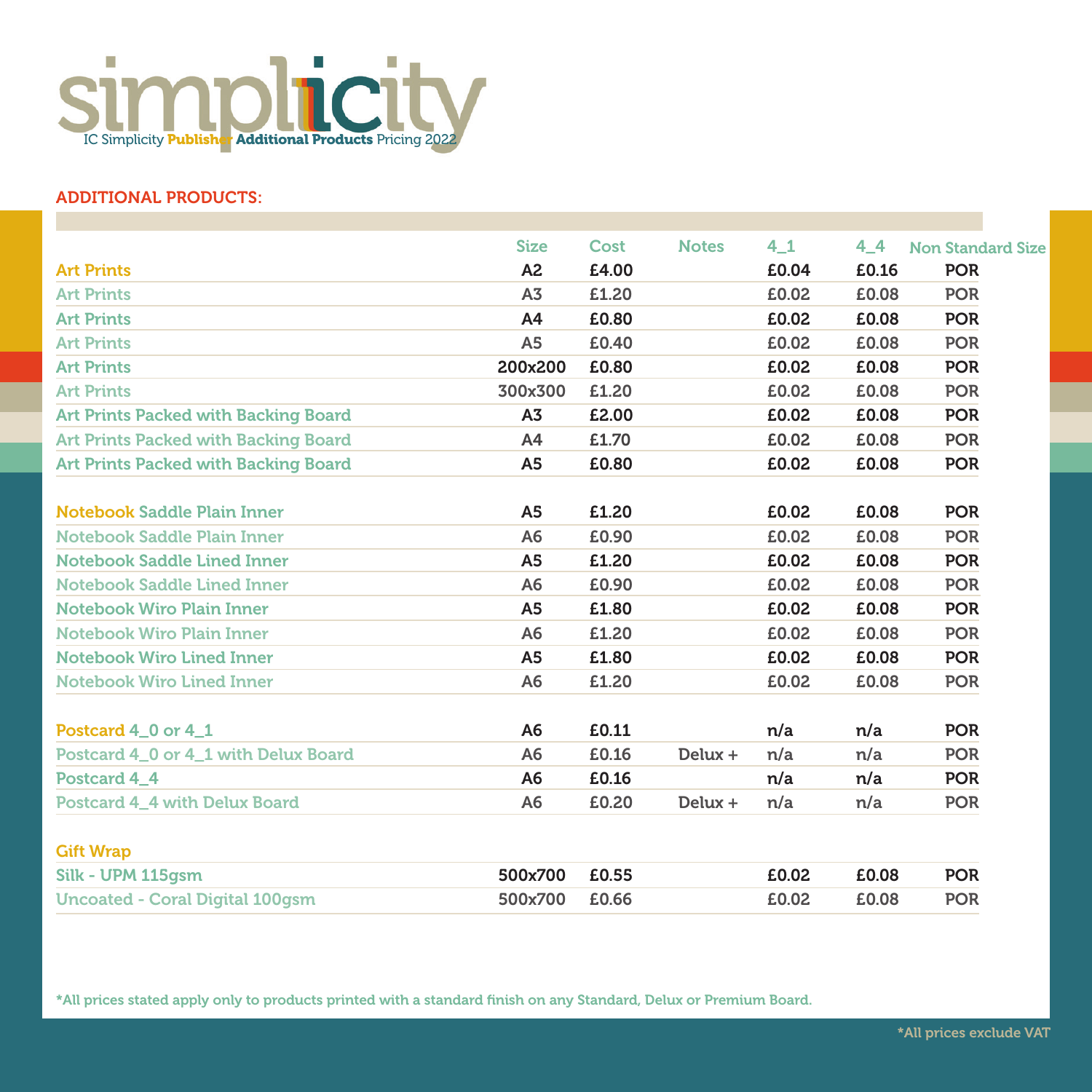# simplicity

IC Simplicity **Publisher** **Additional Products** Pricing 2022

## ADDITIONAL PRODUCTS:

| | Size | Cost | Notes | 4_1 | 4_4 | Non Standard Size |
|---|---|---|---|---|---|---|
| Art Prints | A2 | £4.00 | | £0.04 | £0.16 | POR |
| Art Prints | A3 | £1.20 | | £0.02 | £0.08 | POR |
| Art Prints | A4 | £0.80 | | £0.02 | £0.08 | POR |
| Art Prints | A5 | £0.40 | | £0.02 | £0.08 | POR |
| Art Prints | 200x200 | £0.80 | | £0.02 | £0.08 | POR |
| Art Prints | 300x300 | £1.20 | | £0.02 | £0.08 | POR |
| Art Prints Packed with Backing Board | A3 | £2.00 | | £0.02 | £0.08 | POR |
| Art Prints Packed with Backing Board | A4 | £1.70 | | £0.02 | £0.08 | POR |
| Art Prints Packed with Backing Board | A5 | £0.80 | | £0.02 | £0.08 | POR |
| | | | | | | |
| Notebook Saddle Plain Inner | A5 | £1.20 | | £0.02 | £0.08 | POR |
| Notebook Saddle Plain Inner | A6 | £0.90 | | £0.02 | £0.08 | POR |
| Notebook Saddle Lined Inner | A5 | £1.20 | | £0.02 | £0.08 | POR |
| Notebook Saddle Lined Inner | A6 | £0.90 | | £0.02 | £0.08 | POR |
| Notebook Wiro Plain Inner | A5 | £1.80 | | £0.02 | £0.08 | POR |
| Notebook Wiro Plain Inner | A6 | £1.20 | | £0.02 | £0.08 | POR |
| Notebook Wiro Lined Inner | A5 | £1.80 | | £0.02 | £0.08 | POR |
| Notebook Wiro Lined Inner | A6 | £1.20 | | £0.02 | £0.08 | POR |
| | | | | | | |
| Postcard 4_0 or 4_1 | A6 | £0.11 | | n/a | n/a | POR |
| Postcard 4_0 or 4_1 with Delux Board | A6 | £0.16 | Delux + | n/a | n/a | POR |
| Postcard 4_4 | A6 | £0.16 | | n/a | n/a | POR |
| Postcard 4_4 with Delux Board | A6 | £0.20 | Delux + | n/a | n/a | POR |
| | | | | | | |
| Gift Wrap | | | | | | |
| Silk - UPM 115gsm | 500x700 | £0.55 | | £0.02 | £0.08 | POR |
| Uncoated - Coral Digital 100gsm | 500x700 | £0.66 | | £0.02 | £0.08 | POR |

*All prices stated apply only to products printed with a standard finish on any Standard, Delux or Premium Board.

*All prices exclude VAT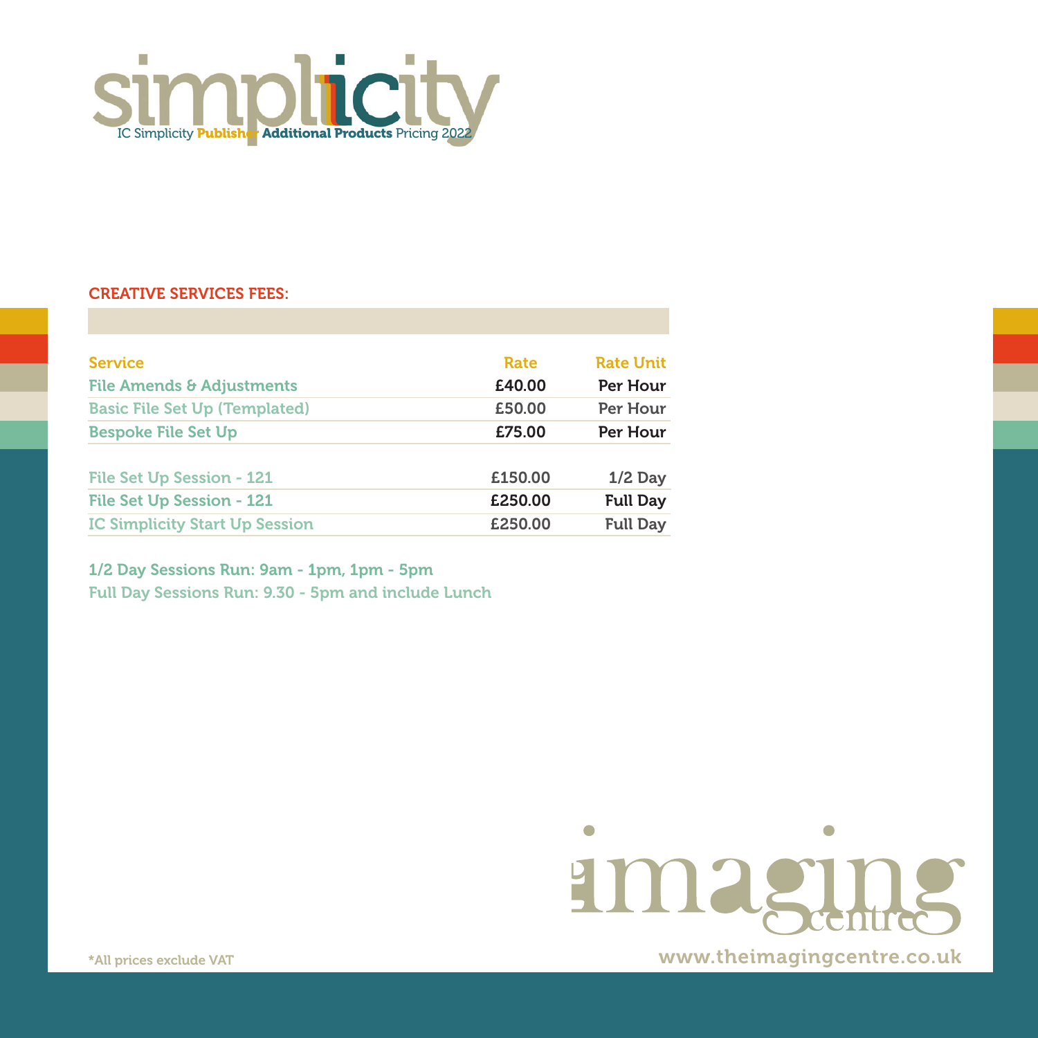# simplicity

IC Simplicity **Publisher** **Additional Products** Pricing 2022

## CREATIVE SERVICES FEES:

| Service | Rate | Rate Unit |
|---|---|---|
| File Amends & Adjustments | £40.00 | Per Hour |
| Basic File Set Up (Templated) | £50.00 | Per Hour |
| Bespoke File Set Up | £75.00 | Per Hour |
| File Set Up Session - 121 | £150.00 | 1/2 Day |
| File Set Up Session - 121 | £250.00 | Full Day |
| IC Simplicity Start Up Session | £250.00 | Full Day |

1/2 Day Sessions Run: 9am - 1pm, 1pm - 5pm

Full Day Sessions Run: 9.30 - 5pm and include Lunch

*All prices exclude VAT

the imaging centre

www.theimagingcentre.co.uk